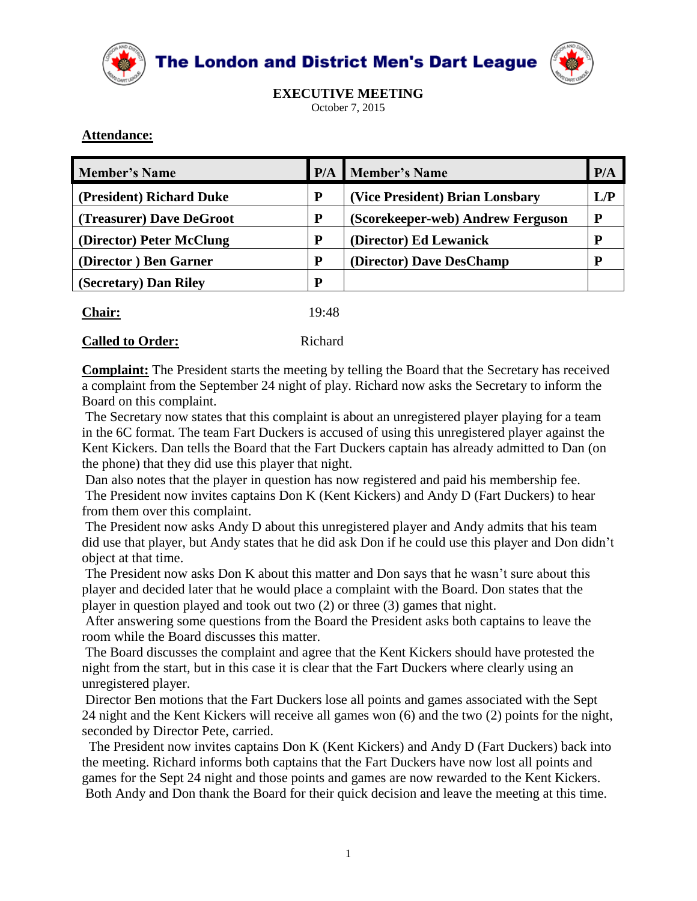# The London and District Men's Dart League

## EXECUTIVE MEETING

October 7, 2015

**Attendance:**

| Member's Name | P/A | Member's Name | P/A |
|---|---|---|---|
| (President) Richard Duke | P | (Vice President) Brian Lonsbary | L/P |
| (Treasurer) Dave DeGroot | P | (Scorekeeper-web) Andrew Ferguson | P |
| (Director) Peter McClung | P | (Director) Ed Lewanick | P |
| (Director ) Ben Garner | P | (Director) Dave DesChamp | P |
| (Secretary) Dan Riley | P | | |

**Chair:** 19:48

**Called to Order:** Richard

**Complaint:** The President starts the meeting by telling the Board that the Secretary has received a complaint from the September 24 night of play. Richard now asks the Secretary to inform the Board on this complaint.

The Secretary now states that this complaint is about an unregistered player playing for a team in the 6C format. The team Fart Duckers is accused of using this unregistered player against the Kent Kickers. Dan tells the Board that the Fart Duckers captain has already admitted to Dan (on the phone) that they did use this player that night.

Dan also notes that the player in question has now registered and paid his membership fee.

The President now invites captains Don K (Kent Kickers) and Andy D (Fart Duckers) to hear from them over this complaint.

The President now asks Andy D about this unregistered player and Andy admits that his team did use that player, but Andy states that he did ask Don if he could use this player and Don didn't object at that time.

The President now asks Don K about this matter and Don says that he wasn't sure about this player and decided later that he would place a complaint with the Board. Don states that the player in question played and took out two (2) or three (3) games that night.

After answering some questions from the Board the President asks both captains to leave the room while the Board discusses this matter.

The Board discusses the complaint and agree that the Kent Kickers should have protested the night from the start, but in this case it is clear that the Fart Duckers where clearly using an unregistered player.

Director Ben motions that the Fart Duckers lose all points and games associated with the Sept 24 night and the Kent Kickers will receive all games won (6) and the two (2) points for the night, seconded by Director Pete, carried.

The President now invites captains Don K (Kent Kickers) and Andy D (Fart Duckers) back into the meeting. Richard informs both captains that the Fart Duckers have now lost all points and games for the Sept 24 night and those points and games are now rewarded to the Kent Kickers.

Both Andy and Don thank the Board for their quick decision and leave the meeting at this time.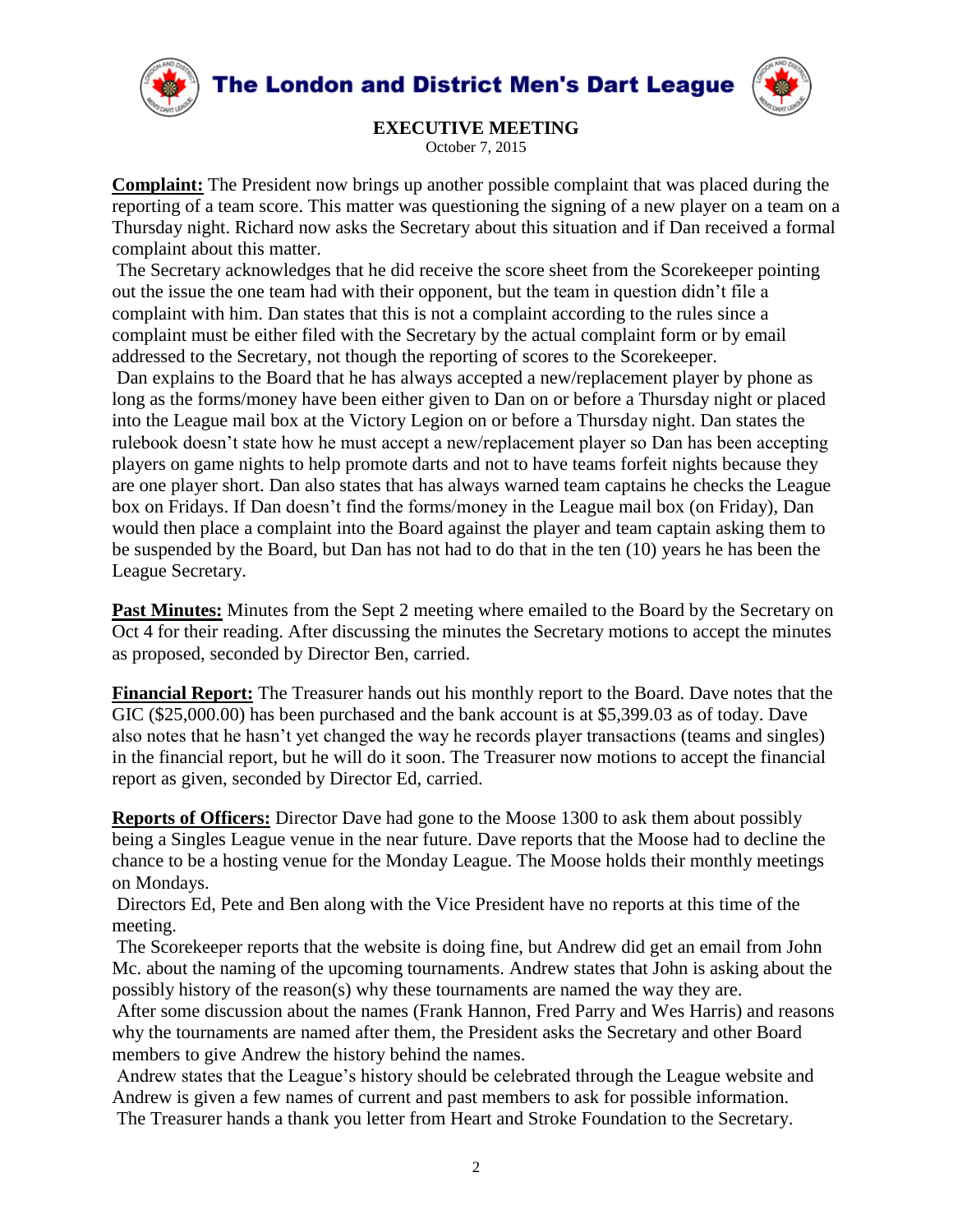# The London and District Men's Dart League

## EXECUTIVE MEETING

October 7, 2015

**Complaint:** The President now brings up another possible complaint that was placed during the reporting of a team score. This matter was questioning the signing of a new player on a team on a Thursday night. Richard now asks the Secretary about this situation and if Dan received a formal complaint about this matter.

The Secretary acknowledges that he did receive the score sheet from the Scorekeeper pointing out the issue the one team had with their opponent, but the team in question didn't file a complaint with him. Dan states that this is not a complaint according to the rules since a complaint must be either filed with the Secretary by the actual complaint form or by email addressed to the Secretary, not though the reporting of scores to the Scorekeeper.

Dan explains to the Board that he has always accepted a new/replacement player by phone as long as the forms/money have been either given to Dan on or before a Thursday night or placed into the League mail box at the Victory Legion on or before a Thursday night. Dan states the rulebook doesn't state how he must accept a new/replacement player so Dan has been accepting players on game nights to help promote darts and not to have teams forfeit nights because they are one player short. Dan also states that has always warned team captains he checks the League box on Fridays. If Dan doesn't find the forms/money in the League mail box (on Friday), Dan would then place a complaint into the Board against the player and team captain asking them to be suspended by the Board, but Dan has not had to do that in the ten (10) years he has been the League Secretary.

**Past Minutes:** Minutes from the Sept 2 meeting where emailed to the Board by the Secretary on Oct 4 for their reading. After discussing the minutes the Secretary motions to accept the minutes as proposed, seconded by Director Ben, carried.

**Financial Report:** The Treasurer hands out his monthly report to the Board. Dave notes that the GIC ($25,000.00) has been purchased and the bank account is at $5,399.03 as of today. Dave also notes that he hasn't yet changed the way he records player transactions (teams and singles) in the financial report, but he will do it soon. The Treasurer now motions to accept the financial report as given, seconded by Director Ed, carried.

**Reports of Officers:** Director Dave had gone to the Moose 1300 to ask them about possibly being a Singles League venue in the near future. Dave reports that the Moose had to decline the chance to be a hosting venue for the Monday League. The Moose holds their monthly meetings on Mondays.

Directors Ed, Pete and Ben along with the Vice President have no reports at this time of the meeting.

The Scorekeeper reports that the website is doing fine, but Andrew did get an email from John Mc. about the naming of the upcoming tournaments. Andrew states that John is asking about the possibly history of the reason(s) why these tournaments are named the way they are.

After some discussion about the names (Frank Hannon, Fred Parry and Wes Harris) and reasons why the tournaments are named after them, the President asks the Secretary and other Board members to give Andrew the history behind the names.

Andrew states that the League's history should be celebrated through the League website and Andrew is given a few names of current and past members to ask for possible information.

The Treasurer hands a thank you letter from Heart and Stroke Foundation to the Secretary.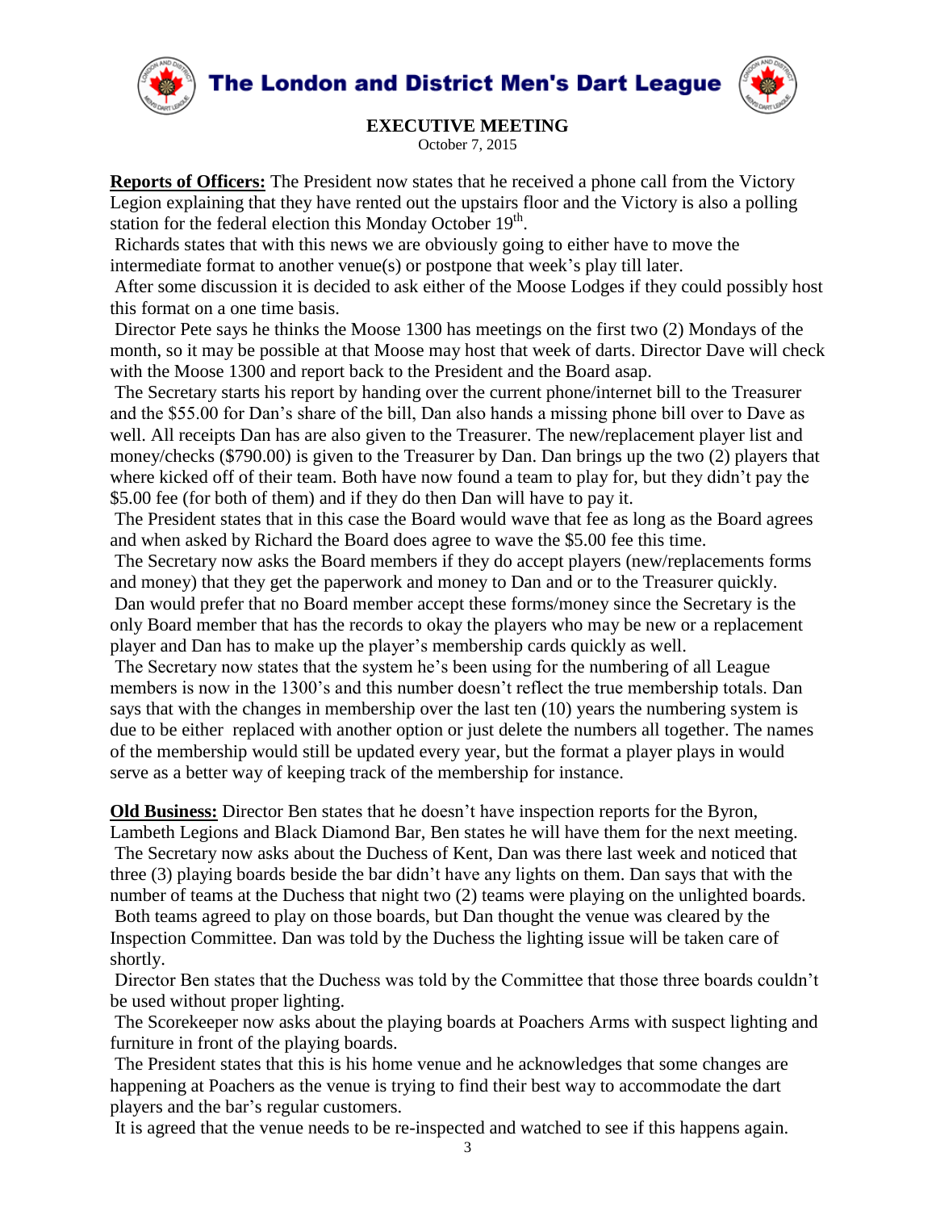# The London and District Men's Dart League

## EXECUTIVE MEETING

October 7, 2015

**Reports of Officers:** The President now states that he received a phone call from the Victory Legion explaining that they have rented out the upstairs floor and the Victory is also a polling station for the federal election this Monday October 19th.

Richards states that with this news we are obviously going to either have to move the intermediate format to another venue(s) or postpone that week's play till later.

After some discussion it is decided to ask either of the Moose Lodges if they could possibly host this format on a one time basis.

Director Pete says he thinks the Moose 1300 has meetings on the first two (2) Mondays of the month, so it may be possible at that Moose may host that week of darts. Director Dave will check with the Moose 1300 and report back to the President and the Board asap.

The Secretary starts his report by handing over the current phone/internet bill to the Treasurer and the $55.00 for Dan's share of the bill, Dan also hands a missing phone bill over to Dave as well. All receipts Dan has are also given to the Treasurer. The new/replacement player list and money/checks ($790.00) is given to the Treasurer by Dan. Dan brings up the two (2) players that where kicked off of their team. Both have now found a team to play for, but they didn't pay the $5.00 fee (for both of them) and if they do then Dan will have to pay it.

The President states that in this case the Board would wave that fee as long as the Board agrees and when asked by Richard the Board does agree to wave the $5.00 fee this time.

The Secretary now asks the Board members if they do accept players (new/replacements forms and money) that they get the paperwork and money to Dan and or to the Treasurer quickly.

Dan would prefer that no Board member accept these forms/money since the Secretary is the only Board member that has the records to okay the players who may be new or a replacement player and Dan has to make up the player's membership cards quickly as well.

The Secretary now states that the system he's been using for the numbering of all League members is now in the 1300's and this number doesn't reflect the true membership totals. Dan says that with the changes in membership over the last ten (10) years the numbering system is due to be either replaced with another option or just delete the numbers all together. The names of the membership would still be updated every year, but the format a player plays in would serve as a better way of keeping track of the membership for instance.

**Old Business:** Director Ben states that he doesn't have inspection reports for the Byron, Lambeth Legions and Black Diamond Bar, Ben states he will have them for the next meeting.

The Secretary now asks about the Duchess of Kent, Dan was there last week and noticed that three (3) playing boards beside the bar didn't have any lights on them. Dan says that with the number of teams at the Duchess that night two (2) teams were playing on the unlighted boards.

Both teams agreed to play on those boards, but Dan thought the venue was cleared by the Inspection Committee. Dan was told by the Duchess the lighting issue will be taken care of shortly.

Director Ben states that the Duchess was told by the Committee that those three boards couldn't be used without proper lighting.

The Scorekeeper now asks about the playing boards at Poachers Arms with suspect lighting and furniture in front of the playing boards.

The President states that this is his home venue and he acknowledges that some changes are happening at Poachers as the venue is trying to find their best way to accommodate the dart players and the bar's regular customers.

It is agreed that the venue needs to be re-inspected and watched to see if this happens again.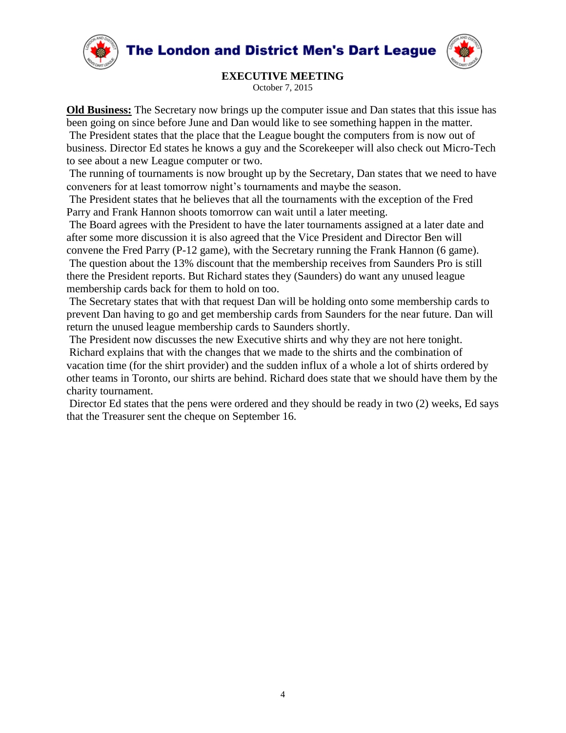# The London and District Men's Dart League

## EXECUTIVE MEETING

October 7, 2015

**Old Business:** The Secretary now brings up the computer issue and Dan states that this issue has been going on since before June and Dan would like to see something happen in the matter.

The President states that the place that the League bought the computers from is now out of business. Director Ed states he knows a guy and the Scorekeeper will also check out Micro-Tech to see about a new League computer or two.

The running of tournaments is now brought up by the Secretary, Dan states that we need to have conveners for at least tomorrow night's tournaments and maybe the season.

The President states that he believes that all the tournaments with the exception of the Fred Parry and Frank Hannon shoots tomorrow can wait until a later meeting.

The Board agrees with the President to have the later tournaments assigned at a later date and after some more discussion it is also agreed that the Vice President and Director Ben will convene the Fred Parry (P-12 game), with the Secretary running the Frank Hannon (6 game).

The question about the 13% discount that the membership receives from Saunders Pro is still there the President reports. But Richard states they (Saunders) do want any unused league membership cards back for them to hold on too.

The Secretary states that with that request Dan will be holding onto some membership cards to prevent Dan having to go and get membership cards from Saunders for the near future. Dan will return the unused league membership cards to Saunders shortly.

The President now discusses the new Executive shirts and why they are not here tonight.

Richard explains that with the changes that we made to the shirts and the combination of vacation time (for the shirt provider) and the sudden influx of a whole a lot of shirts ordered by other teams in Toronto, our shirts are behind. Richard does state that we should have them by the charity tournament.

Director Ed states that the pens were ordered and they should be ready in two (2) weeks, Ed says that the Treasurer sent the cheque on September 16.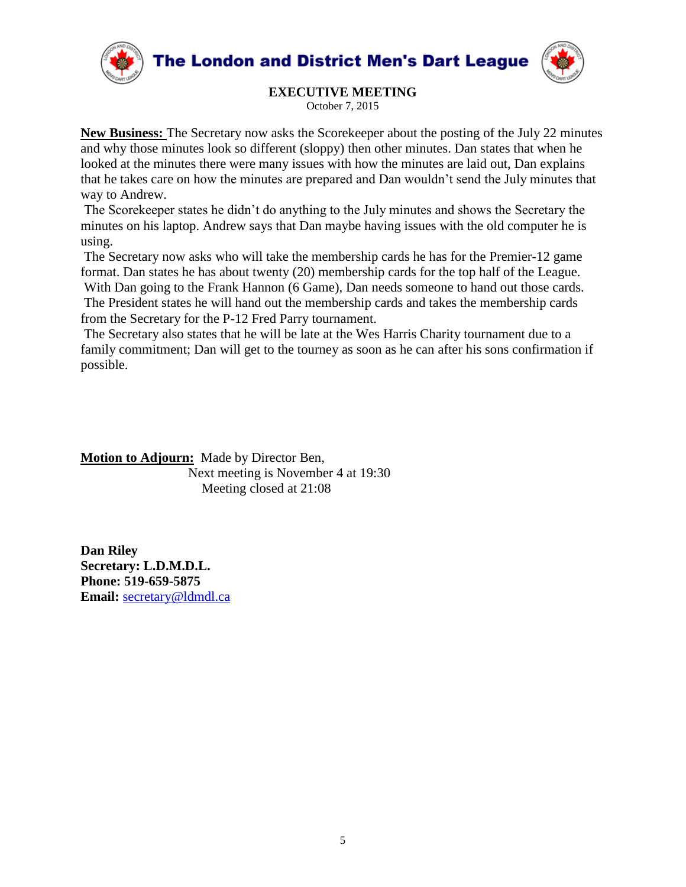# The London and District Men's Dart League

**EXECUTIVE MEETING**

October 7, 2015

**New Business:** The Secretary now asks the Scorekeeper about the posting of the July 22 minutes and why those minutes look so different (sloppy) then other minutes. Dan states that when he looked at the minutes there were many issues with how the minutes are laid out, Dan explains that he takes care on how the minutes are prepared and Dan wouldn't send the July minutes that way to Andrew.

The Scorekeeper states he didn't do anything to the July minutes and shows the Secretary the minutes on his laptop. Andrew says that Dan maybe having issues with the old computer he is using.

The Secretary now asks who will take the membership cards he has for the Premier-12 game format. Dan states he has about twenty (20) membership cards for the top half of the League. With Dan going to the Frank Hannon (6 Game), Dan needs someone to hand out those cards. The President states he will hand out the membership cards and takes the membership cards from the Secretary for the P-12 Fred Parry tournament.

The Secretary also states that he will be late at the Wes Harris Charity tournament due to a family commitment; Dan will get to the tourney as soon as he can after his sons confirmation if possible.

**Motion to Adjourn:** Made by Director Ben,

Next meeting is November 4 at 19:30

Meeting closed at 21:08

**Dan Riley**
**Secretary: L.D.M.D.L.**
**Phone: 519-659-5875**
**Email:** secretary@ldmdl.ca